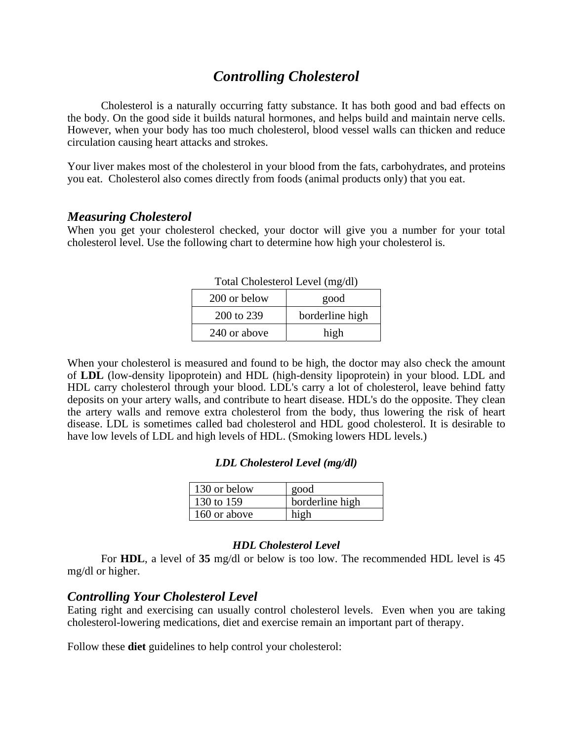# *Controlling Cholesterol*

Cholesterol is a naturally occurring fatty substance. It has both good and bad effects on the body. On the good side it builds natural hormones, and helps build and maintain nerve cells. However, when your body has too much cholesterol, blood vessel walls can thicken and reduce circulation causing heart attacks and strokes.

Your liver makes most of the cholesterol in your blood from the fats, carbohydrates, and proteins you eat. Cholesterol also comes directly from foods (animal products only) that you eat.

## *Measuring Cholesterol*

When you get your cholesterol checked, your doctor will give you a number for your total cholesterol level. Use the following chart to determine how high your cholesterol is.

Total Cholesterol Level (mg/dl)

| | |
|---|---|
| 200 or below | good |
| 200 to 239 | borderline high |
| 240 or above | high |

When your cholesterol is measured and found to be high, the doctor may also check the amount of **LDL** (low-density lipoprotein) and HDL (high-density lipoprotein) in your blood. LDL and HDL carry cholesterol through your blood. LDL's carry a lot of cholesterol, leave behind fatty deposits on your artery walls, and contribute to heart disease. HDL's do the opposite. They clean the artery walls and remove extra cholesterol from the body, thus lowering the risk of heart disease. LDL is sometimes called bad cholesterol and HDL good cholesterol. It is desirable to have low levels of LDL and high levels of HDL. (Smoking lowers HDL levels.)

***LDL Cholesterol Level (mg/dl)***

| | |
|---|---|
| 130 or below | good |
| 130 to 159 | borderline high |
| 160 or above | high |

***HDL Cholesterol Level***

For **HDL**, a level of **35** mg/dl or below is too low. The recommended HDL level is 45 mg/dl or higher.

## *Controlling Your Cholesterol Level*

Eating right and exercising can usually control cholesterol levels. Even when you are taking cholesterol-lowering medications, diet and exercise remain an important part of therapy.

Follow these **diet** guidelines to help control your cholesterol: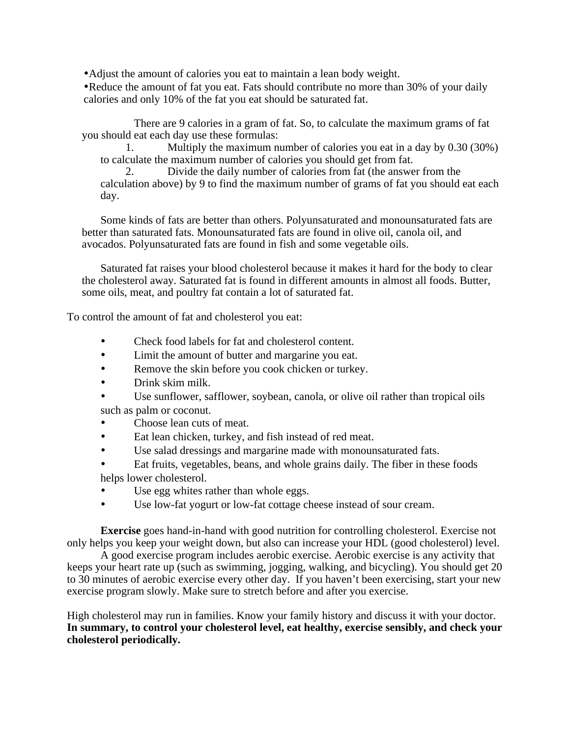- Adjust the amount of calories you eat to maintain a lean body weight.
- Reduce the amount of fat you eat. Fats should contribute no more than 30% of your daily calories and only 10% of the fat you eat should be saturated fat.

There are 9 calories in a gram of fat. So, to calculate the maximum grams of fat you should eat each day use these formulas:

1. Multiply the maximum number of calories you eat in a day by 0.30 (30%) to calculate the maximum number of calories you should get from fat.
2. Divide the daily number of calories from fat (the answer from the calculation above) by 9 to find the maximum number of grams of fat you should eat each day.

Some kinds of fats are better than others. Polyunsaturated and monounsaturated fats are better than saturated fats. Monounsaturated fats are found in olive oil, canola oil, and avocados. Polyunsaturated fats are found in fish and some vegetable oils.

Saturated fat raises your blood cholesterol because it makes it hard for the body to clear the cholesterol away. Saturated fat is found in different amounts in almost all foods. Butter, some oils, meat, and poultry fat contain a lot of saturated fat.

To control the amount of fat and cholesterol you eat:

- Check food labels for fat and cholesterol content.
- Limit the amount of butter and margarine you eat.
- Remove the skin before you cook chicken or turkey.
- Drink skim milk.
- Use sunflower, safflower, soybean, canola, or olive oil rather than tropical oils such as palm or coconut.
- Choose lean cuts of meat.
- Eat lean chicken, turkey, and fish instead of red meat.
- Use salad dressings and margarine made with monounsaturated fats.
- Eat fruits, vegetables, beans, and whole grains daily. The fiber in these foods helps lower cholesterol.
- Use egg whites rather than whole eggs.
- Use low-fat yogurt or low-fat cottage cheese instead of sour cream.

**Exercise** goes hand-in-hand with good nutrition for controlling cholesterol. Exercise not only helps you keep your weight down, but also can increase your HDL (good cholesterol) level.

A good exercise program includes aerobic exercise. Aerobic exercise is any activity that keeps your heart rate up (such as swimming, jogging, walking, and bicycling). You should get 20 to 30 minutes of aerobic exercise every other day. If you haven't been exercising, start your new exercise program slowly. Make sure to stretch before and after you exercise.

High cholesterol may run in families. Know your family history and discuss it with your doctor. **In summary, to control your cholesterol level, eat healthy, exercise sensibly, and check your cholesterol periodically.**